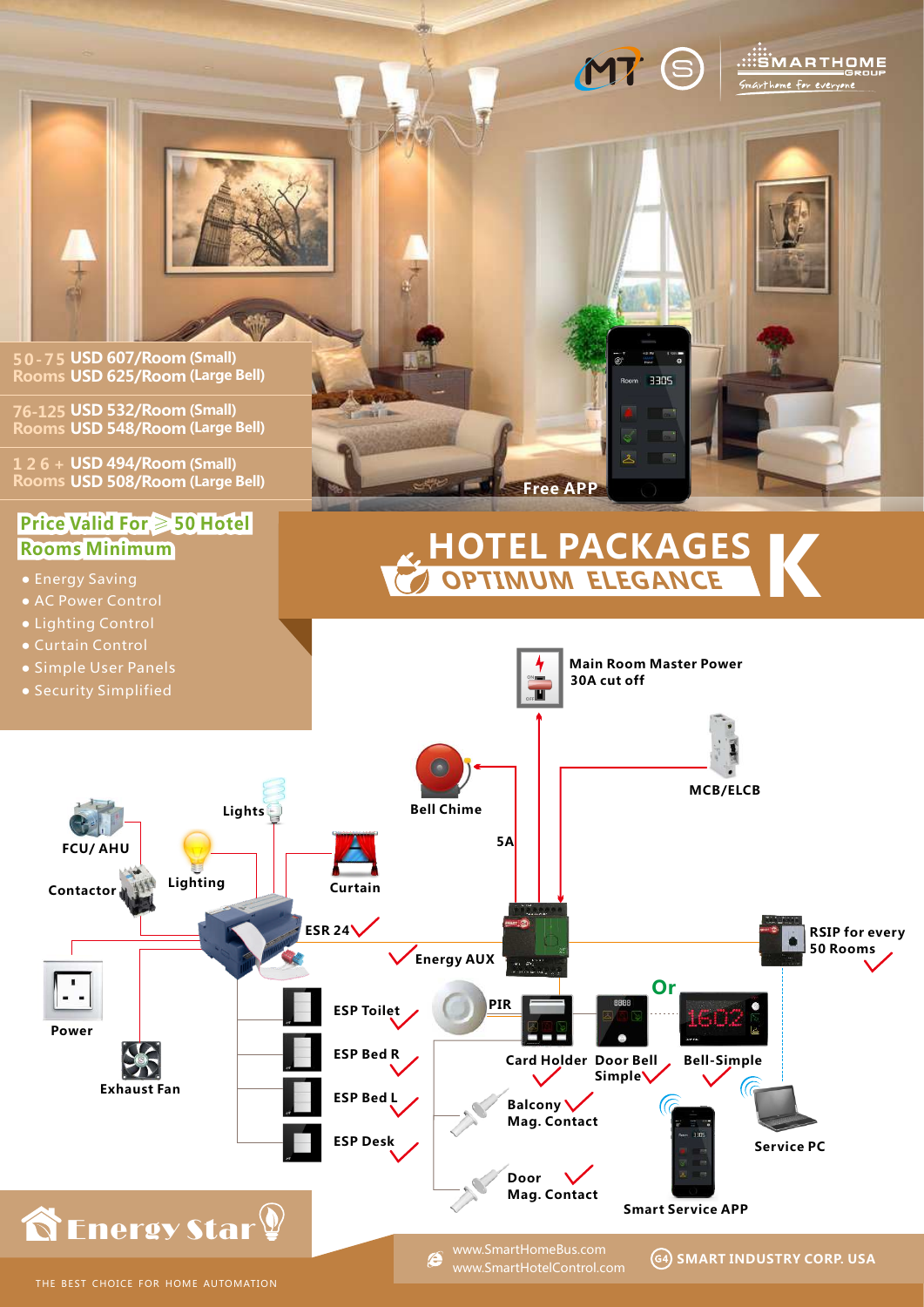SMARTHOME GROUP
Smarthome for everyone

| Rooms | Small | Large Bell |
| --- | --- | --- |
| 50-75 Rooms | USD 607/Room (Small) | USD 625/Room (Large Bell) |
| 76-125 Rooms | USD 532/Room (Small) | USD 548/Room (Large Bell) |
| 126 + Rooms | USD 494/Room (Small) | USD 508/Room (Large Bell) |

Free APP

**Price Valid For ≥ 50 Hotel Rooms Minimum**

- Energy Saving
- AC Power Control
- Lighting Control
- Curtain Control
- Simple User Panels
- Security Simplified

# HOTEL PACKAGES K

## OPTIMUM ELEGANCE

Main Room Master Power 30A cut off

MCB/ELCB

Bell Chime

5A

Lights

FCU/ AHU

Lighting

Curtain

Contactor

ESR 24

Energy AUX

RSIP for every 50 Rooms

Power

Or

PIR

ESP Toilet

Card Holder

Door Bell Simple

Bell-Simple

ESP Bed R

Exhaust Fan

ESP Bed L

Balcony Mag. Contact

Service PC

ESP Desk

Door Mag. Contact

Smart Service APP

Energy Star

THE BEST CHOICE FOR HOME AUTOMATION

www.SmartHomeBus.com
www.SmartHotelControl.com

SMART INDUSTRY CORP. USA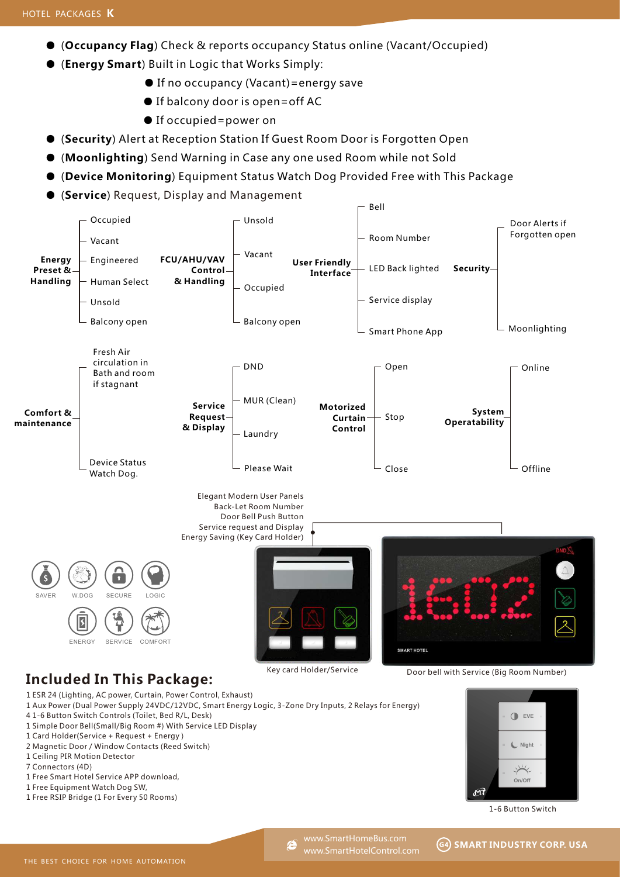- (**Occupancy Flag**) Check & reports occupancy Status online (Vacant/Occupied)
- (**Energy Smart**) Built in Logic that Works Simply:
  - If no occupancy (Vacant)=energy save
  - If balcony door is open=off AC
  - If occupied=power on
- (**Security**) Alert at Reception Station If Guest Room Door is Forgotten Open
- (**Moonlighting**) Send Warning in Case any one used Room while not Sold
- (**Device Monitoring**) Equipment Status Watch Dog Provided Free with This Package
- (**Service**) Request, Display and Management

**Energy Preset & Handling**
- Occupied
- Vacant
- Engineered
- Human Select
- Unsold
- Balcony open

**FCU/AHU/VAV Control & Handling**
- Unsold
- Vacant
- Occupied
- Balcony open

**User Friendly Interface**
- Bell
- Room Number
- LED Back lighted
- Service display
- Smart Phone App

**Security**
- Door Alerts if Forgotten open
- Moonlighting

**Comfort & maintenance**
- Fresh Air circulation in Bath and room if stagnant
- Device Status Watch Dog.

**Service Request & Display**
- DND
- MUR (Clean)
- Laundry
- Please Wait

**Motorized Curtain Control**
- Open
- Stop
- Close

**System Operatability**
- Online
- Offline

Elegant Modern User Panels
Back-Let Room Number
Door Bell Push Button
Service request and Display
Energy Saving (Key Card Holder)

SAVER W.DOG SECURE LOGIC
ENERGY SERVICE COMFORT

Key card Holder/Service

Door bell with Service (Big Room Number)

## Included In This Package:

1 ESR 24 (Lighting, AC power, Curtain, Power Control, Exhaust)
1 Aux Power (Dual Power Supply 24VDC/12VDC, Smart Energy Logic, 3-Zone Dry Inputs, 2 Relays for Energy)
4 1-6 Button Switch Controls (Toilet, Bed R/L, Desk)
1 Simple Door Bell(Small/Big Room #) With Service LED Display
1 Card Holder(Service + Request + Energy )
2 Magnetic Door / Window Contacts (Reed Switch)
1 Ceiling PIR Motion Detector
7 Connectors (4D)
1 Free Smart Hotel Service APP download,
1 Free Equipment Watch Dog SW,
1 Free RSIP Bridge (1 For Every 50 Rooms)

1-6 Button Switch

www.SmartHomeBus.com
www.SmartHotelControl.com
SMART INDUSTRY CORP. USA